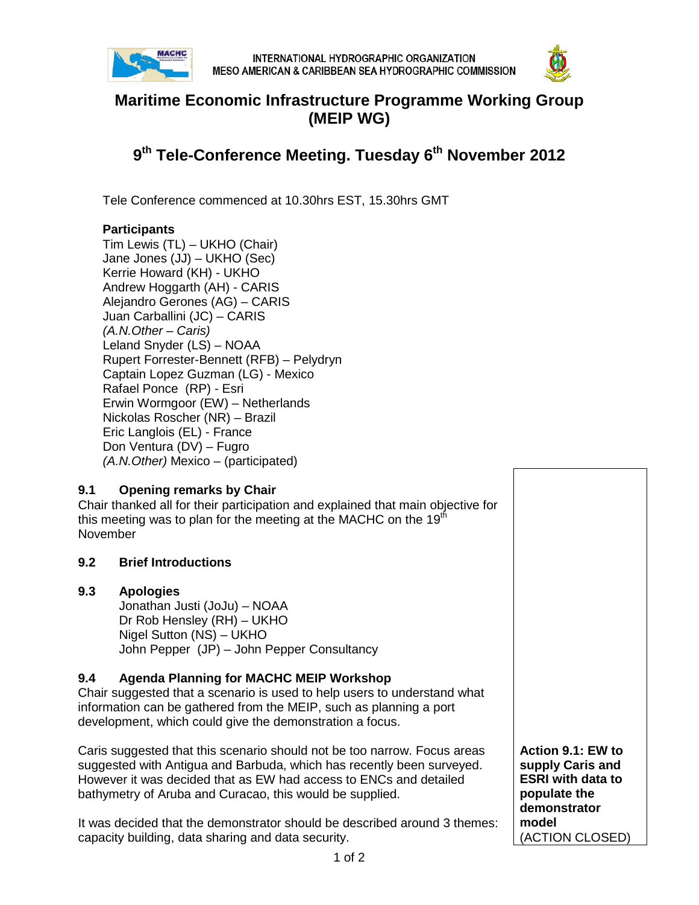INTERNATIONAL HYDROGRAPHIC ORGANIZATION
MESO AMERICAN & CARIBBEAN SEA HYDROGRAPHIC COMMISSION

# Maritime Economic Infrastructure Programme Working Group (MEIP WG)

## 9th Tele-Conference Meeting. Tuesday 6th November 2012

Tele Conference commenced at 10.30hrs EST, 15.30hrs GMT

**Participants**

Tim Lewis (TL) – UKHO (Chair)
Jane Jones (JJ) – UKHO (Sec)
Kerrie Howard (KH) - UKHO
Andrew Hoggarth (AH) - CARIS
Alejandro Gerones (AG) – CARIS
Juan Carballini (JC) – CARIS
*(A.N.Other – Caris)*
Leland Snyder (LS) – NOAA
Rupert Forrester-Bennett (RFB) – Pelydryn
Captain Lopez Guzman (LG) - Mexico
Rafael Ponce (RP) - Esri
Erwin Wormgoor (EW) – Netherlands
Nickolas Roscher (NR) – Brazil
Eric Langlois (EL) - France
Don Ventura (DV) – Fugro
*(A.N.Other)* Mexico – (participated)

### 9.1 Opening remarks by Chair

Chair thanked all for their participation and explained that main objective for this meeting was to plan for the meeting at the MACHC on the 19th November

### 9.2 Brief Introductions

### 9.3 Apologies

Jonathan Justi (JoJu) – NOAA
Dr Rob Hensley (RH) – UKHO
Nigel Sutton (NS) – UKHO
John Pepper (JP) – John Pepper Consultancy

### 9.4 Agenda Planning for MACHC MEIP Workshop

Chair suggested that a scenario is used to help users to understand what information can be gathered from the MEIP, such as planning a port development, which could give the demonstration a focus.

Caris suggested that this scenario should not be too narrow. Focus areas suggested with Antigua and Barbuda, which has recently been surveyed. However it was decided that as EW had access to ENCs and detailed bathymetry of Aruba and Curacao, this would be supplied.

**Action 9.1: EW to supply Caris and ESRI with data to populate the demonstrator model** (ACTION CLOSED)

It was decided that the demonstrator should be described around 3 themes: capacity building, data sharing and data security.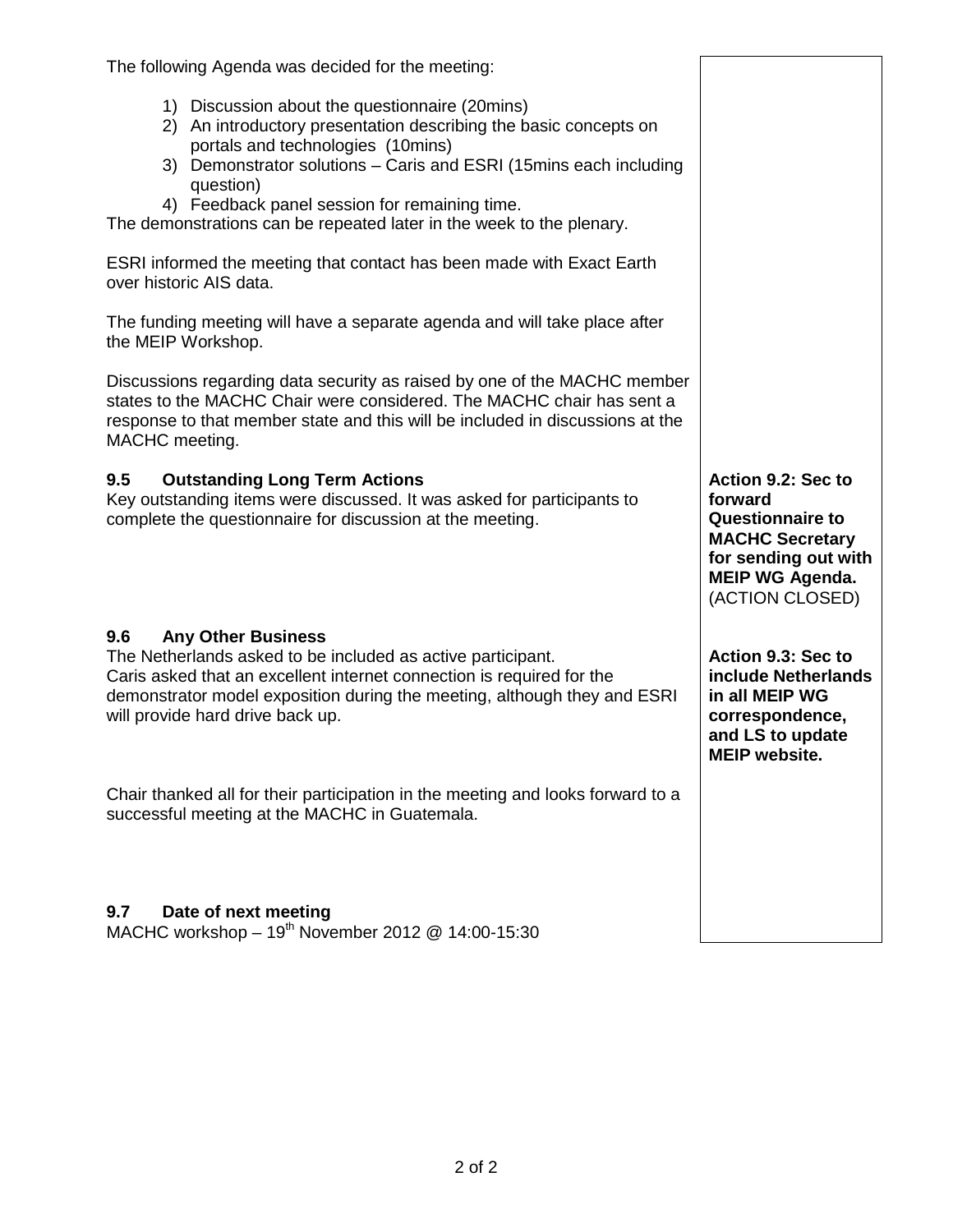The following Agenda was decided for the meeting:

1) Discussion about the questionnaire (20mins)
2) An introductory presentation describing the basic concepts on portals and technologies (10mins)
3) Demonstrator solutions – Caris and ESRI (15mins each including question)
4) Feedback panel session for remaining time.

The demonstrations can be repeated later in the week to the plenary.

ESRI informed the meeting that contact has been made with Exact Earth over historic AIS data.

The funding meeting will have a separate agenda and will take place after the MEIP Workshop.

Discussions regarding data security as raised by one of the MACHC member states to the MACHC Chair were considered. The MACHC chair has sent a response to that member state and this will be included in discussions at the MACHC meeting.

### 9.5 Outstanding Long Term Actions

Key outstanding items were discussed. It was asked for participants to complete the questionnaire for discussion at the meeting.

**Action 9.2: Sec to forward Questionnaire to MACHC Secretary for sending out with MEIP WG Agenda.** (ACTION CLOSED)

### 9.6 Any Other Business

The Netherlands asked to be included as active participant.
Caris asked that an excellent internet connection is required for the demonstrator model exposition during the meeting, although they and ESRI will provide hard drive back up.

**Action 9.3: Sec to include Netherlands in all MEIP WG correspondence, and LS to update MEIP website.**

Chair thanked all for their participation in the meeting and looks forward to a successful meeting at the MACHC in Guatemala.

### 9.7 Date of next meeting

MACHC workshop – 19th November 2012 @ 14:00-15:30